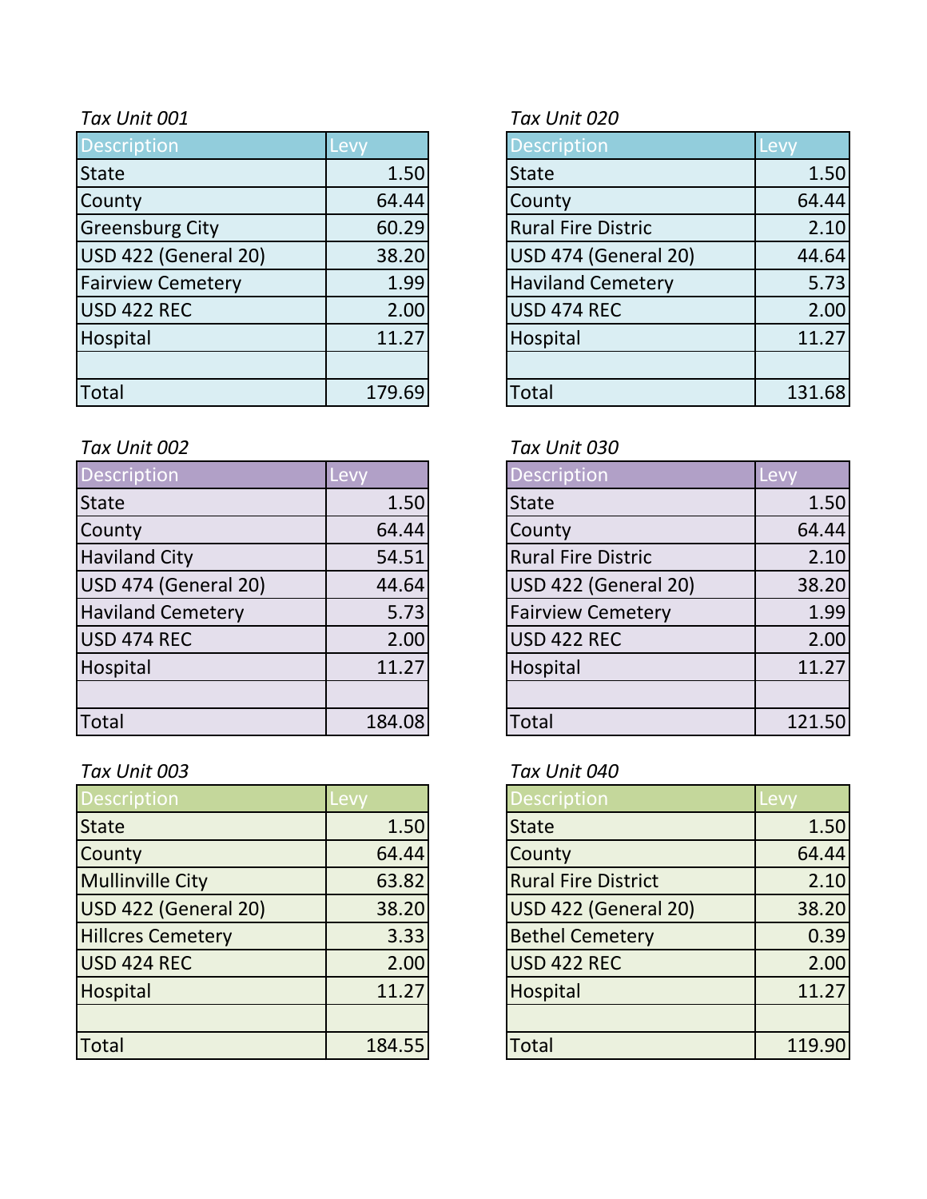*Tax Unit 001*

| Description | Levy |
|---|---|
| State | 1.50 |
| County | 64.44 |
| Greensburg City | 60.29 |
| USD 422 (General 20) | 38.20 |
| Fairview Cemetery | 1.99 |
| USD 422 REC | 2.00 |
| Hospital | 11.27 |
| | |
| Total | 179.69 |

*Tax Unit 020*

| Description | Levy |
|---|---|
| State | 1.50 |
| County | 64.44 |
| Rural Fire Distric | 2.10 |
| USD 474 (General 20) | 44.64 |
| Haviland Cemetery | 5.73 |
| USD 474 REC | 2.00 |
| Hospital | 11.27 |
| | |
| Total | 131.68 |

*Tax Unit 002*

| Description | Levy |
|---|---|
| State | 1.50 |
| County | 64.44 |
| Haviland City | 54.51 |
| USD 474 (General 20) | 44.64 |
| Haviland Cemetery | 5.73 |
| USD 474 REC | 2.00 |
| Hospital | 11.27 |
| | |
| Total | 184.08 |

*Tax Unit 030*

| Description | Levy |
|---|---|
| State | 1.50 |
| County | 64.44 |
| Rural Fire Distric | 2.10 |
| USD 422 (General 20) | 38.20 |
| Fairview Cemetery | 1.99 |
| USD 422 REC | 2.00 |
| Hospital | 11.27 |
| | |
| Total | 121.50 |

*Tax Unit 003*

| Description | Levy |
|---|---|
| State | 1.50 |
| County | 64.44 |
| Mullinville City | 63.82 |
| USD 422 (General 20) | 38.20 |
| Hillcres Cemetery | 3.33 |
| USD 424 REC | 2.00 |
| Hospital | 11.27 |
| | |
| Total | 184.55 |

*Tax Unit 040*

| Description | Levy |
|---|---|
| State | 1.50 |
| County | 64.44 |
| Rural Fire District | 2.10 |
| USD 422 (General 20) | 38.20 |
| Bethel Cemetery | 0.39 |
| USD 422 REC | 2.00 |
| Hospital | 11.27 |
| | |
| Total | 119.90 |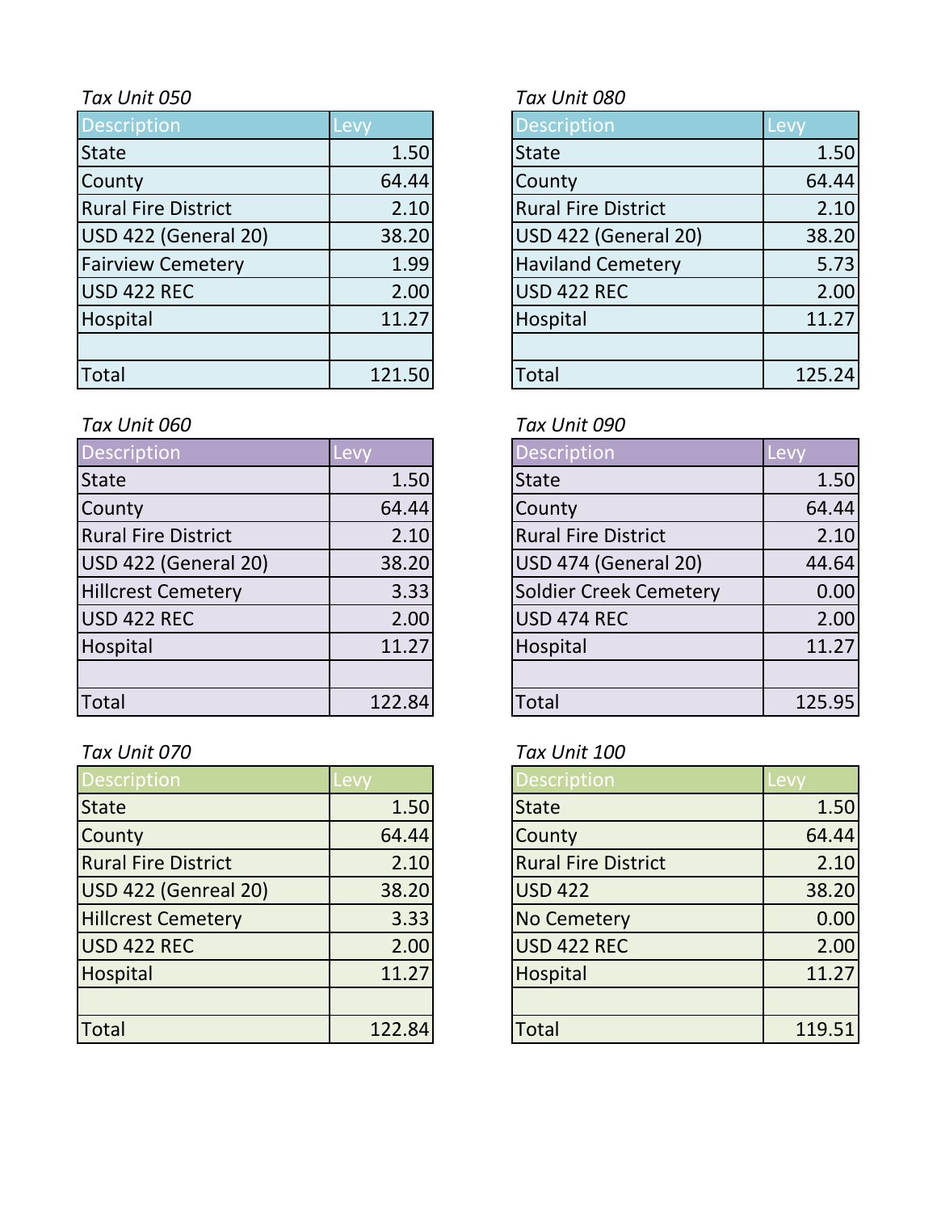*Tax Unit 050*

| Description | Levy |
|---|---|
| State | 1.50 |
| County | 64.44 |
| Rural Fire District | 2.10 |
| USD 422 (General 20) | 38.20 |
| Fairview Cemetery | 1.99 |
| USD 422 REC | 2.00 |
| Hospital | 11.27 |
| | |
| Total | 121.50 |

*Tax Unit 060*

| Description | Levy |
|---|---|
| State | 1.50 |
| County | 64.44 |
| Rural Fire District | 2.10 |
| USD 422 (General 20) | 38.20 |
| Hillcrest Cemetery | 3.33 |
| USD 422 REC | 2.00 |
| Hospital | 11.27 |
| | |
| Total | 122.84 |

*Tax Unit 070*

| Description | Levy |
|---|---|
| State | 1.50 |
| County | 64.44 |
| Rural Fire District | 2.10 |
| USD 422 (Genreal 20) | 38.20 |
| Hillcrest Cemetery | 3.33 |
| USD 422 REC | 2.00 |
| Hospital | 11.27 |
| | |
| Total | 122.84 |

*Tax Unit 080*

| Description | Levy |
|---|---|
| State | 1.50 |
| County | 64.44 |
| Rural Fire District | 2.10 |
| USD 422 (General 20) | 38.20 |
| Haviland Cemetery | 5.73 |
| USD 422 REC | 2.00 |
| Hospital | 11.27 |
| | |
| Total | 125.24 |

*Tax Unit 090*

| Description | Levy |
|---|---|
| State | 1.50 |
| County | 64.44 |
| Rural Fire District | 2.10 |
| USD 474 (General 20) | 44.64 |
| Soldier Creek Cemetery | 0.00 |
| USD 474 REC | 2.00 |
| Hospital | 11.27 |
| | |
| Total | 125.95 |

*Tax Unit 100*

| Description | Levy |
|---|---|
| State | 1.50 |
| County | 64.44 |
| Rural Fire District | 2.10 |
| USD 422 | 38.20 |
| No Cemetery | 0.00 |
| USD 422 REC | 2.00 |
| Hospital | 11.27 |
| | |
| Total | 119.51 |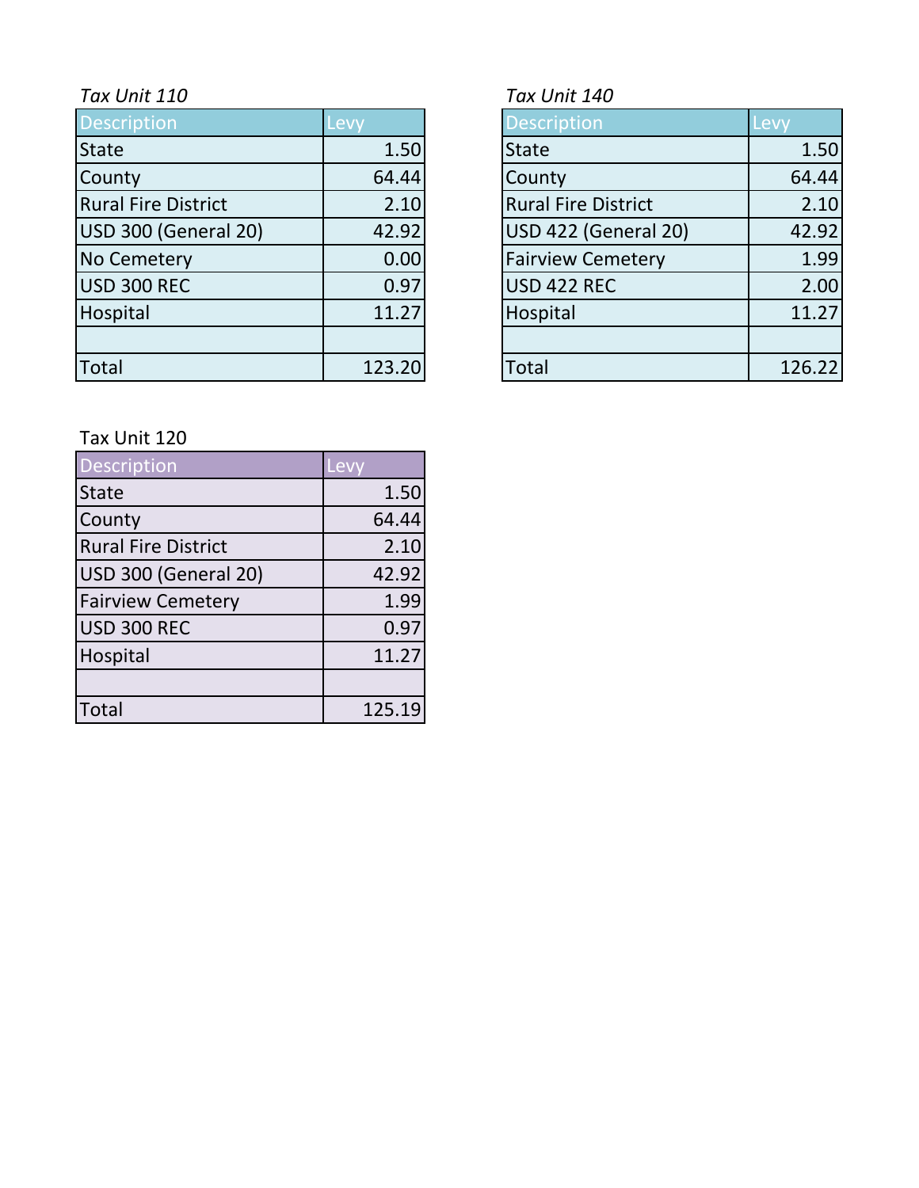*Tax Unit 110*

| Description | Levy |
|---|---|
| State | 1.50 |
| County | 64.44 |
| Rural Fire District | 2.10 |
| USD 300 (General 20) | 42.92 |
| No Cemetery | 0.00 |
| USD 300 REC | 0.97 |
| Hospital | 11.27 |
| | |
| Total | 123.20 |

*Tax Unit 140*

| Description | Levy |
|---|---|
| State | 1.50 |
| County | 64.44 |
| Rural Fire District | 2.10 |
| USD 422 (General 20) | 42.92 |
| Fairview Cemetery | 1.99 |
| USD 422 REC | 2.00 |
| Hospital | 11.27 |
| | |
| Total | 126.22 |

Tax Unit 120

| Description | Levy |
|---|---|
| State | 1.50 |
| County | 64.44 |
| Rural Fire District | 2.10 |
| USD 300 (General 20) | 42.92 |
| Fairview Cemetery | 1.99 |
| USD 300 REC | 0.97 |
| Hospital | 11.27 |
| | |
| Total | 125.19 |